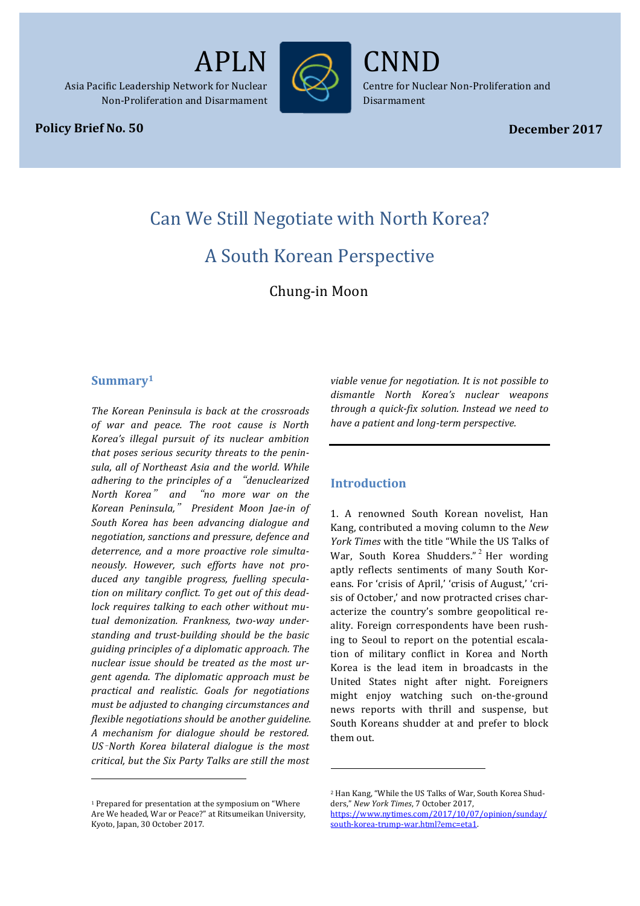APLN

Asia Pacific Leadership Network for Nuclear Non-Proliferation and Disarmament

CNND

Centre for Nuclear Non-Proliferation and Disarmament

**Policy Brief No. 50**

**December 2017**

# Can We Still Negotiate with North Korea?

# A South Korean Perspective

Chung-in Moon

## Summary[1]

*The Korean Peninsula is back at the crossroads of war and peace. The root cause is North Korea's illegal pursuit of its nuclear ambition that poses serious security threats to the peninsula, all of Northeast Asia and the world. While adhering to the principles of a "denuclearized North Korea" and "no more war on the Korean Peninsula," President Moon Jae-in of South Korea has been advancing dialogue and negotiation, sanctions and pressure, defence and deterrence, and a more proactive role simultaneously. However, such efforts have not produced any tangible progress, fuelling speculation on military conflict. To get out of this deadlock requires talking to each other without mutual demonization. Frankness, two-way understanding and trust-building should be the basic guiding principles of a diplomatic approach. The nuclear issue should be treated as the most urgent agenda. The diplomatic approach must be practical and realistic. Goals for negotiations must be adjusted to changing circumstances and flexible negotiations should be another guideline. A mechanism for dialogue should be restored. US–North Korea bilateral dialogue is the most critical, but the Six Party Talks are still the most viable venue for negotiation. It is not possible to dismantle North Korea's nuclear weapons through a quick-fix solution. Instead we need to have a patient and long-term perspective.*

## Introduction

1. A renowned South Korean novelist, Han Kang, contributed a moving column to the *New York Times* with the title "While the US Talks of War, South Korea Shudders."[2] Her wording aptly reflects sentiments of many South Koreans. For 'crisis of April,' 'crisis of August,' 'crisis of October,' and now protracted crises characterize the country's sombre geopolitical reality. Foreign correspondents have been rushing to Seoul to report on the potential escalation of military conflict in Korea and North Korea is the lead item in broadcasts in the United States night after night. Foreigners might enjoy watching such on-the-ground news reports with thrill and suspense, but South Koreans shudder at and prefer to block them out.

---

[1] Prepared for presentation at the symposium on "Where Are We headed, War or Peace?" at Ritsumeikan University, Kyoto, Japan, 30 October 2017.

[2] Han Kang, "While the US Talks of War, South Korea Shudders," *New York Times*, 7 October 2017, https://www.nytimes.com/2017/10/07/opinion/sunday/south-korea-trump-war.html?emc=eta1.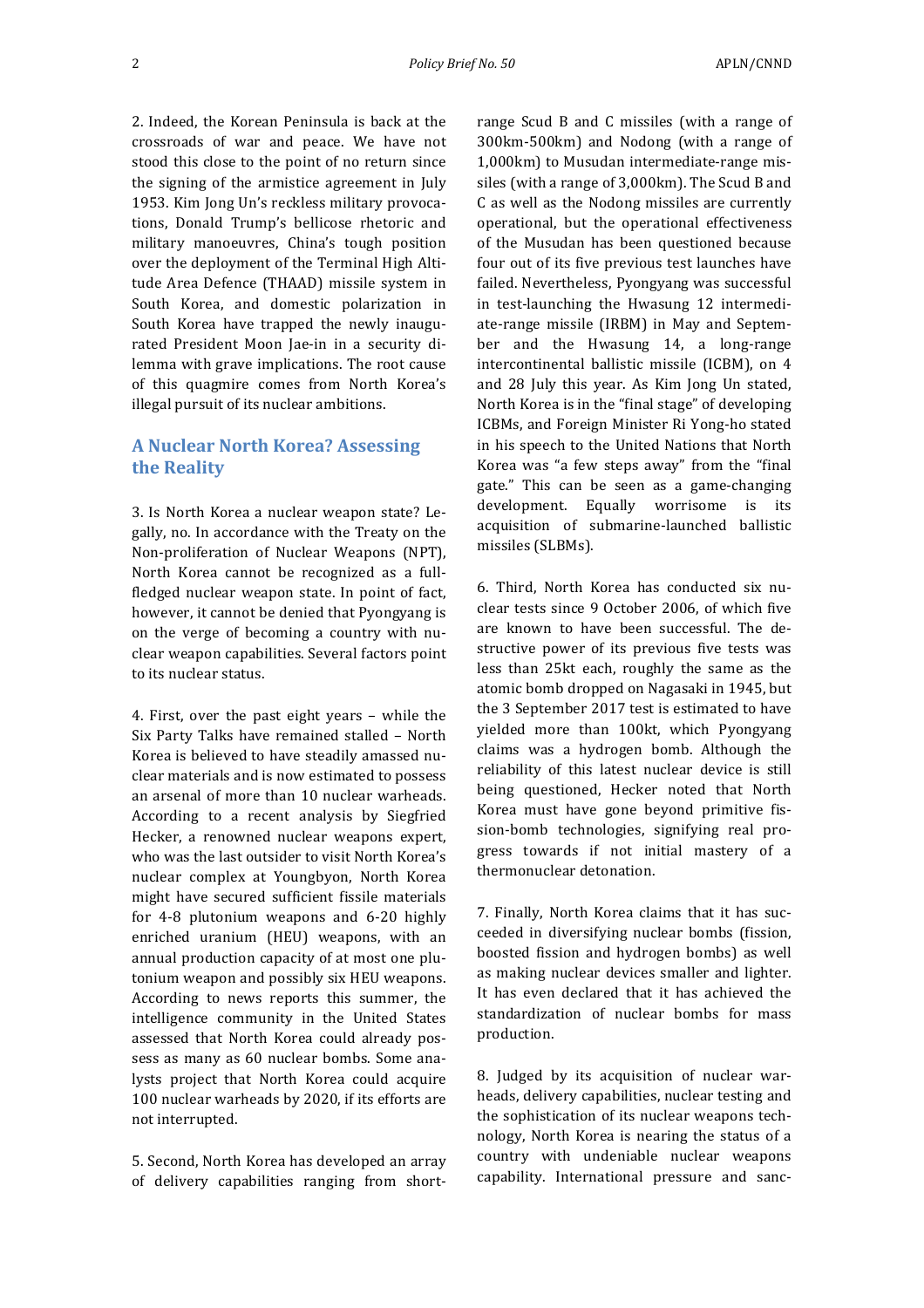2. Indeed, the Korean Peninsula is back at the crossroads of war and peace. We have not stood this close to the point of no return since the signing of the armistice agreement in July 1953. Kim Jong Un's reckless military provocations, Donald Trump's bellicose rhetoric and military manoeuvres, China's tough position over the deployment of the Terminal High Altitude Area Defence (THAAD) missile system in South Korea, and domestic polarization in South Korea have trapped the newly inaugurated President Moon Jae-in in a security dilemma with grave implications. The root cause of this quagmire comes from North Korea's illegal pursuit of its nuclear ambitions.

## A Nuclear North Korea? Assessing the Reality

3. Is North Korea a nuclear weapon state? Legally, no. In accordance with the Treaty on the Non-proliferation of Nuclear Weapons (NPT), North Korea cannot be recognized as a full-fledged nuclear weapon state. In point of fact, however, it cannot be denied that Pyongyang is on the verge of becoming a country with nuclear weapon capabilities. Several factors point to its nuclear status.

4. First, over the past eight years – while the Six Party Talks have remained stalled – North Korea is believed to have steadily amassed nuclear materials and is now estimated to possess an arsenal of more than 10 nuclear warheads. According to a recent analysis by Siegfried Hecker, a renowned nuclear weapons expert, who was the last outsider to visit North Korea's nuclear complex at Youngbyon, North Korea might have secured sufficient fissile materials for 4-8 plutonium weapons and 6-20 highly enriched uranium (HEU) weapons, with an annual production capacity of at most one plutonium weapon and possibly six HEU weapons. According to news reports this summer, the intelligence community in the United States assessed that North Korea could already possess as many as 60 nuclear bombs. Some analysts project that North Korea could acquire 100 nuclear warheads by 2020, if its efforts are not interrupted.

5. Second, North Korea has developed an array of delivery capabilities ranging from short-range Scud B and C missiles (with a range of 300km-500km) and Nodong (with a range of 1,000km) to Musudan intermediate-range missiles (with a range of 3,000km). The Scud B and C as well as the Nodong missiles are currently operational, but the operational effectiveness of the Musudan has been questioned because four out of its five previous test launches have failed. Nevertheless, Pyongyang was successful in test-launching the Hwasung 12 intermediate-range missile (IRBM) in May and September and the Hwasung 14, a long-range intercontinental ballistic missile (ICBM), on 4 and 28 July this year. As Kim Jong Un stated, North Korea is in the "final stage" of developing ICBMs, and Foreign Minister Ri Yong-ho stated in his speech to the United Nations that North Korea was "a few steps away" from the "final gate." This can be seen as a game-changing development. Equally worrisome is its acquisition of submarine-launched ballistic missiles (SLBMs).

6. Third, North Korea has conducted six nuclear tests since 9 October 2006, of which five are known to have been successful. The destructive power of its previous five tests was less than 25kt each, roughly the same as the atomic bomb dropped on Nagasaki in 1945, but the 3 September 2017 test is estimated to have yielded more than 100kt, which Pyongyang claims was a hydrogen bomb. Although the reliability of this latest nuclear device is still being questioned, Hecker noted that North Korea must have gone beyond primitive fission-bomb technologies, signifying real progress towards if not initial mastery of a thermonuclear detonation.

7. Finally, North Korea claims that it has succeeded in diversifying nuclear bombs (fission, boosted fission and hydrogen bombs) as well as making nuclear devices smaller and lighter. It has even declared that it has achieved the standardization of nuclear bombs for mass production.

8. Judged by its acquisition of nuclear warheads, delivery capabilities, nuclear testing and the sophistication of its nuclear weapons technology, North Korea is nearing the status of a country with undeniable nuclear weapons capability. International pressure and sanc-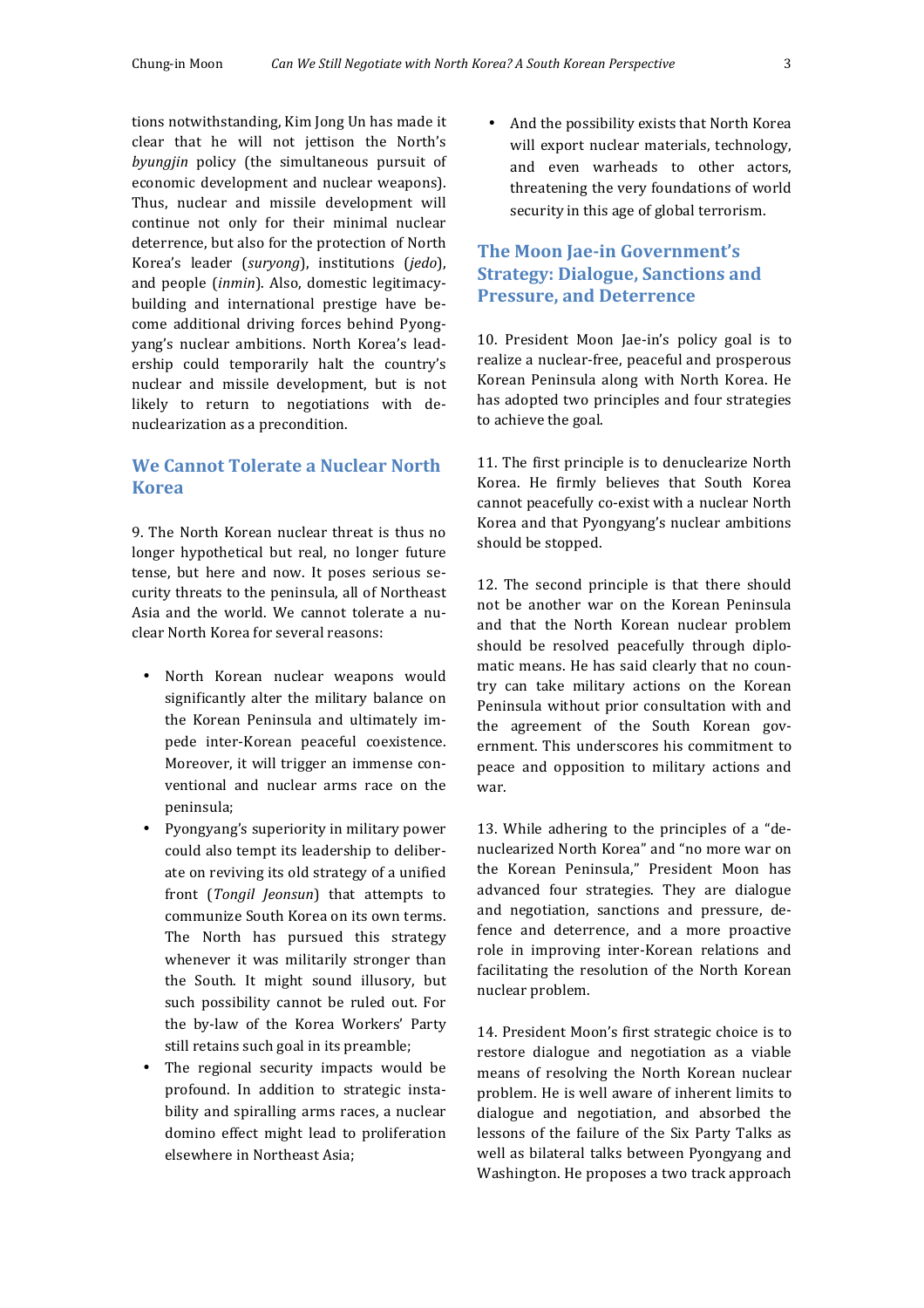tions notwithstanding, Kim Jong Un has made it clear that he will not jettison the North's *byungjin* policy (the simultaneous pursuit of economic development and nuclear weapons). Thus, nuclear and missile development will continue not only for their minimal nuclear deterrence, but also for the protection of North Korea's leader (*suryong*), institutions (*jedo*), and people (*inmin*). Also, domestic legitimacy-building and international prestige have become additional driving forces behind Pyongyang's nuclear ambitions. North Korea's leadership could temporarily halt the country's nuclear and missile development, but is not likely to return to negotiations with denuclearization as a precondition.

## We Cannot Tolerate a Nuclear North Korea

9. The North Korean nuclear threat is thus no longer hypothetical but real, no longer future tense, but here and now. It poses serious security threats to the peninsula, all of Northeast Asia and the world. We cannot tolerate a nuclear North Korea for several reasons:

- North Korean nuclear weapons would significantly alter the military balance on the Korean Peninsula and ultimately impede inter-Korean peaceful coexistence. Moreover, it will trigger an immense conventional and nuclear arms race on the peninsula;
- Pyongyang's superiority in military power could also tempt its leadership to deliberate on reviving its old strategy of a unified front (*Tongil Jeonsun*) that attempts to communize South Korea on its own terms. The North has pursued this strategy whenever it was militarily stronger than the South. It might sound illusory, but such possibility cannot be ruled out. For the by-law of the Korea Workers' Party still retains such goal in its preamble;
- The regional security impacts would be profound. In addition to strategic instability and spiralling arms races, a nuclear domino effect might lead to proliferation elsewhere in Northeast Asia;
- And the possibility exists that North Korea will export nuclear materials, technology, and even warheads to other actors, threatening the very foundations of world security in this age of global terrorism.

## The Moon Jae-in Government's Strategy: Dialogue, Sanctions and Pressure, and Deterrence

10. President Moon Jae-in's policy goal is to realize a nuclear-free, peaceful and prosperous Korean Peninsula along with North Korea. He has adopted two principles and four strategies to achieve the goal.

11. The first principle is to denuclearize North Korea. He firmly believes that South Korea cannot peacefully co-exist with a nuclear North Korea and that Pyongyang's nuclear ambitions should be stopped.

12. The second principle is that there should not be another war on the Korean Peninsula and that the North Korean nuclear problem should be resolved peacefully through diplomatic means. He has said clearly that no country can take military actions on the Korean Peninsula without prior consultation with and the agreement of the South Korean government. This underscores his commitment to peace and opposition to military actions and war.

13. While adhering to the principles of a "denuclearized North Korea" and "no more war on the Korean Peninsula," President Moon has advanced four strategies. They are dialogue and negotiation, sanctions and pressure, defence and deterrence, and a more proactive role in improving inter-Korean relations and facilitating the resolution of the North Korean nuclear problem.

14. President Moon's first strategic choice is to restore dialogue and negotiation as a viable means of resolving the North Korean nuclear problem. He is well aware of inherent limits to dialogue and negotiation, and absorbed the lessons of the failure of the Six Party Talks as well as bilateral talks between Pyongyang and Washington. He proposes a two track approach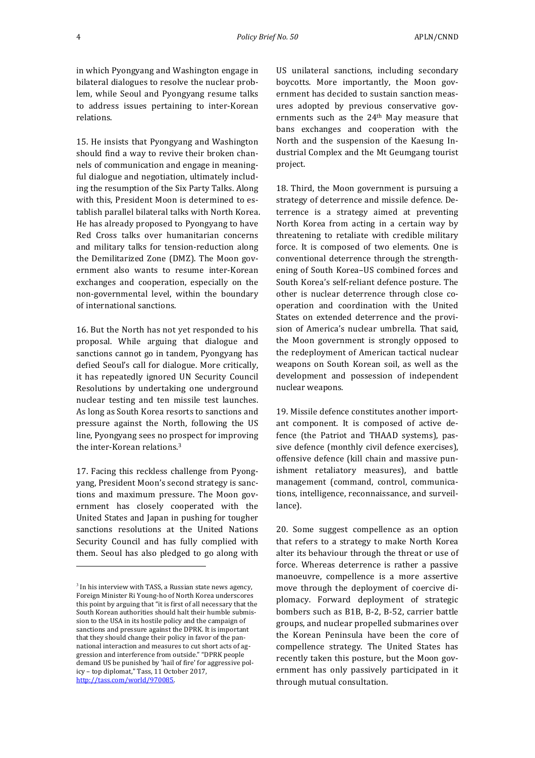in which Pyongyang and Washington engage in bilateral dialogues to resolve the nuclear problem, while Seoul and Pyongyang resume talks to address issues pertaining to inter-Korean relations.

15. He insists that Pyongyang and Washington should find a way to revive their broken channels of communication and engage in meaningful dialogue and negotiation, ultimately including the resumption of the Six Party Talks. Along with this, President Moon is determined to establish parallel bilateral talks with North Korea. He has already proposed to Pyongyang to have Red Cross talks over humanitarian concerns and military talks for tension-reduction along the Demilitarized Zone (DMZ). The Moon government also wants to resume inter-Korean exchanges and cooperation, especially on the non-governmental level, within the boundary of international sanctions.

16. But the North has not yet responded to his proposal. While arguing that dialogue and sanctions cannot go in tandem, Pyongyang has defied Seoul's call for dialogue. More critically, it has repeatedly ignored UN Security Council Resolutions by undertaking one underground nuclear testing and ten missile test launches. As long as South Korea resorts to sanctions and pressure against the North, following the US line, Pyongyang sees no prospect for improving the inter-Korean relations.[3]

17. Facing this reckless challenge from Pyongyang, President Moon's second strategy is sanctions and maximum pressure. The Moon government has closely cooperated with the United States and Japan in pushing for tougher sanctions resolutions at the United Nations Security Council and has fully complied with them. Seoul has also pledged to go along with US unilateral sanctions, including secondary boycotts. More importantly, the Moon government has decided to sustain sanction measures adopted by previous conservative governments such as the 24th May measure that bans exchanges and cooperation with the North and the suspension of the Kaesung Industrial Complex and the Mt Geumgang tourist project.

18. Third, the Moon government is pursuing a strategy of deterrence and missile defence. Deterrence is a strategy aimed at preventing North Korea from acting in a certain way by threatening to retaliate with credible military force. It is composed of two elements. One is conventional deterrence through the strengthening of South Korea–US combined forces and South Korea's self-reliant defence posture. The other is nuclear deterrence through close cooperation and coordination with the United States on extended deterrence and the provision of America's nuclear umbrella. That said, the Moon government is strongly opposed to the redeployment of American tactical nuclear weapons on South Korean soil, as well as the development and possession of independent nuclear weapons.

19. Missile defence constitutes another important component. It is composed of active defence (the Patriot and THAAD systems), passive defence (monthly civil defence exercises), offensive defence (kill chain and massive punishment retaliatory measures), and battle management (command, control, communications, intelligence, reconnaissance, and surveillance).

20. Some suggest compellence as an option that refers to a strategy to make North Korea alter its behaviour through the threat or use of force. Whereas deterrence is rather a passive manoeuvre, compellence is a more assertive move through the deployment of coercive diplomacy. Forward deployment of strategic bombers such as B1B, B-2, B-52, carrier battle groups, and nuclear propelled submarines over the Korean Peninsula have been the core of compellence strategy. The United States has recently taken this posture, but the Moon government has only passively participated in it through mutual consultation.

---

[3] In his interview with TASS, a Russian state news agency, Foreign Minister Ri Young-ho of North Korea underscores this point by arguing that "it is first of all necessary that the South Korean authorities should halt their humble submission to the USA in its hostile policy and the campaign of sanctions and pressure against the DPRK. It is important that they should change their policy in favor of the pan-national interaction and measures to cut short acts of aggression and interference from outside." "DPRK people demand US be punished by 'hail of fire' for aggressive policy – top diplomat," Tass, 11 October 2017, http://tass.com/world/970085.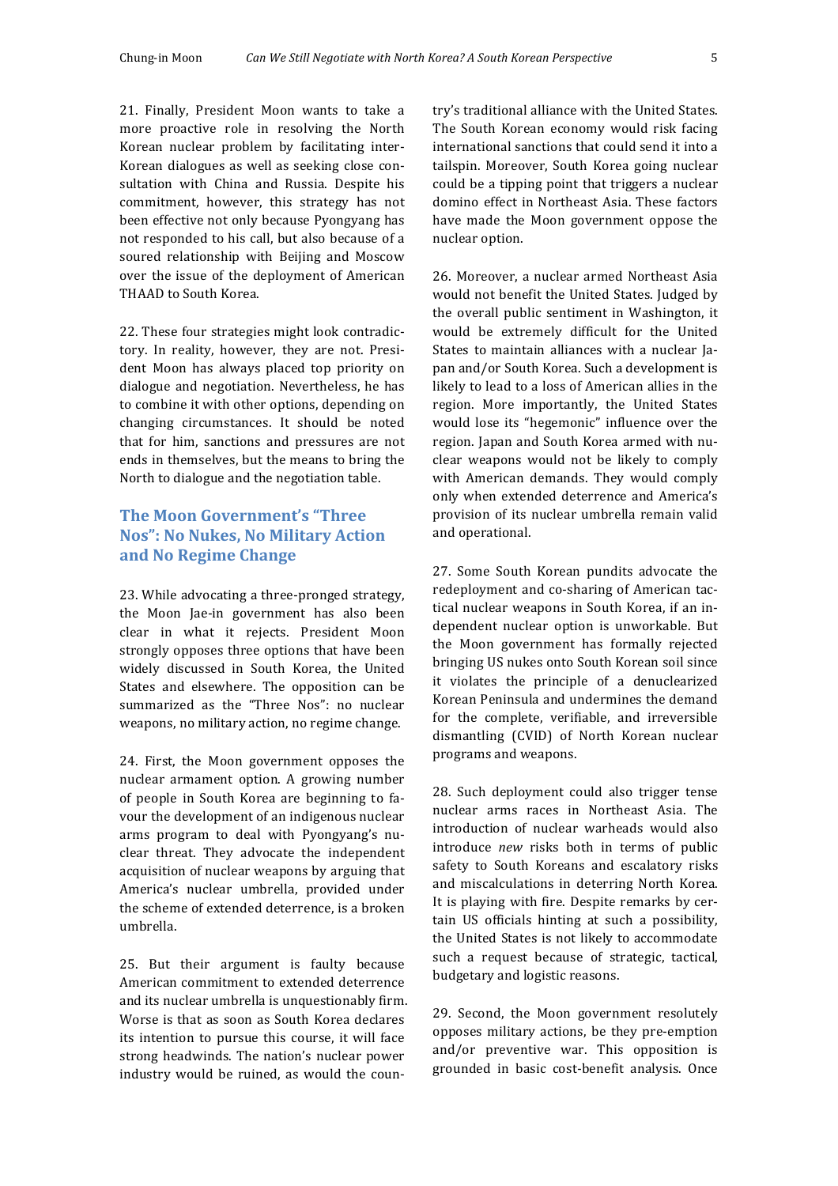21. Finally, President Moon wants to take a more proactive role in resolving the North Korean nuclear problem by facilitating inter-Korean dialogues as well as seeking close consultation with China and Russia. Despite his commitment, however, this strategy has not been effective not only because Pyongyang has not responded to his call, but also because of a soured relationship with Beijing and Moscow over the issue of the deployment of American THAAD to South Korea.

22. These four strategies might look contradictory. In reality, however, they are not. President Moon has always placed top priority on dialogue and negotiation. Nevertheless, he has to combine it with other options, depending on changing circumstances. It should be noted that for him, sanctions and pressures are not ends in themselves, but the means to bring the North to dialogue and the negotiation table.

## The Moon Government's "Three Nos": No Nukes, No Military Action and No Regime Change

23. While advocating a three-pronged strategy, the Moon Jae-in government has also been clear in what it rejects. President Moon strongly opposes three options that have been widely discussed in South Korea, the United States and elsewhere. The opposition can be summarized as the "Three Nos": no nuclear weapons, no military action, no regime change.

24. First, the Moon government opposes the nuclear armament option. A growing number of people in South Korea are beginning to favour the development of an indigenous nuclear arms program to deal with Pyongyang's nuclear threat. They advocate the independent acquisition of nuclear weapons by arguing that America's nuclear umbrella, provided under the scheme of extended deterrence, is a broken umbrella.

25. But their argument is faulty because American commitment to extended deterrence and its nuclear umbrella is unquestionably firm. Worse is that as soon as South Korea declares its intention to pursue this course, it will face strong headwinds. The nation's nuclear power industry would be ruined, as would the country's traditional alliance with the United States. The South Korean economy would risk facing international sanctions that could send it into a tailspin. Moreover, South Korea going nuclear could be a tipping point that triggers a nuclear domino effect in Northeast Asia. These factors have made the Moon government oppose the nuclear option.

26. Moreover, a nuclear armed Northeast Asia would not benefit the United States. Judged by the overall public sentiment in Washington, it would be extremely difficult for the United States to maintain alliances with a nuclear Japan and/or South Korea. Such a development is likely to lead to a loss of American allies in the region. More importantly, the United States would lose its "hegemonic" influence over the region. Japan and South Korea armed with nuclear weapons would not be likely to comply with American demands. They would comply only when extended deterrence and America's provision of its nuclear umbrella remain valid and operational.

27. Some South Korean pundits advocate the redeployment and co-sharing of American tactical nuclear weapons in South Korea, if an independent nuclear option is unworkable. But the Moon government has formally rejected bringing US nukes onto South Korean soil since it violates the principle of a denuclearized Korean Peninsula and undermines the demand for the complete, verifiable, and irreversible dismantling (CVID) of North Korean nuclear programs and weapons.

28. Such deployment could also trigger tense nuclear arms races in Northeast Asia. The introduction of nuclear warheads would also introduce *new* risks both in terms of public safety to South Koreans and escalatory risks and miscalculations in deterring North Korea. It is playing with fire. Despite remarks by certain US officials hinting at such a possibility, the United States is not likely to accommodate such a request because of strategic, tactical, budgetary and logistic reasons.

29. Second, the Moon government resolutely opposes military actions, be they pre-emption and/or preventive war. This opposition is grounded in basic cost-benefit analysis. Once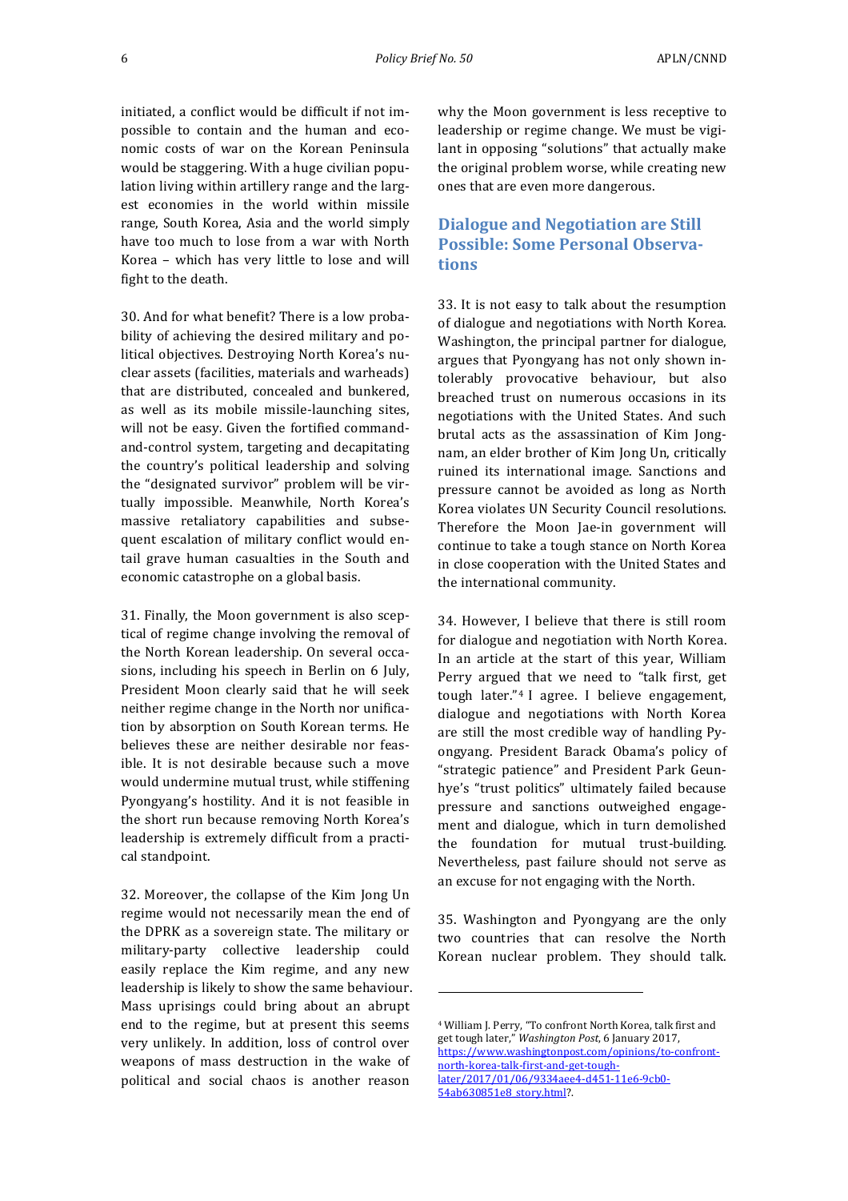initiated, a conflict would be difficult if not impossible to contain and the human and economic costs of war on the Korean Peninsula would be staggering. With a huge civilian population living within artillery range and the largest economies in the world within missile range, South Korea, Asia and the world simply have too much to lose from a war with North Korea – which has very little to lose and will fight to the death.

30. And for what benefit? There is a low probability of achieving the desired military and political objectives. Destroying North Korea's nuclear assets (facilities, materials and warheads) that are distributed, concealed and bunkered, as well as its mobile missile-launching sites, will not be easy. Given the fortified command-and-control system, targeting and decapitating the country's political leadership and solving the "designated survivor" problem will be virtually impossible. Meanwhile, North Korea's massive retaliatory capabilities and subsequent escalation of military conflict would entail grave human casualties in the South and economic catastrophe on a global basis.

31. Finally, the Moon government is also sceptical of regime change involving the removal of the North Korean leadership. On several occasions, including his speech in Berlin on 6 July, President Moon clearly said that he will seek neither regime change in the North nor unification by absorption on South Korean terms. He believes these are neither desirable nor feasible. It is not desirable because such a move would undermine mutual trust, while stiffening Pyongyang's hostility. And it is not feasible in the short run because removing North Korea's leadership is extremely difficult from a practical standpoint.

32. Moreover, the collapse of the Kim Jong Un regime would not necessarily mean the end of the DPRK as a sovereign state. The military or military-party collective leadership could easily replace the Kim regime, and any new leadership is likely to show the same behaviour. Mass uprisings could bring about an abrupt end to the regime, but at present this seems very unlikely. In addition, loss of control over weapons of mass destruction in the wake of political and social chaos is another reason why the Moon government is less receptive to leadership or regime change. We must be vigilant in opposing "solutions" that actually make the original problem worse, while creating new ones that are even more dangerous.

## Dialogue and Negotiation are Still Possible: Some Personal Observations

33. It is not easy to talk about the resumption of dialogue and negotiations with North Korea. Washington, the principal partner for dialogue, argues that Pyongyang has not only shown intolerably provocative behaviour, but also breached trust on numerous occasions in its negotiations with the United States. And such brutal acts as the assassination of Kim Jong-nam, an elder brother of Kim Jong Un, critically ruined its international image. Sanctions and pressure cannot be avoided as long as North Korea violates UN Security Council resolutions. Therefore the Moon Jae-in government will continue to take a tough stance on North Korea in close cooperation with the United States and the international community.

34. However, I believe that there is still room for dialogue and negotiation with North Korea. In an article at the start of this year, William Perry argued that we need to "talk first, get tough later."[4] I agree. I believe engagement, dialogue and negotiations with North Korea are still the most credible way of handling Pyongyang. President Barack Obama's policy of "strategic patience" and President Park Geun-hye's "trust politics" ultimately failed because pressure and sanctions outweighed engagement and dialogue, which in turn demolished the foundation for mutual trust-building. Nevertheless, past failure should not serve as an excuse for not engaging with the North.

35. Washington and Pyongyang are the only two countries that can resolve the North Korean nuclear problem. They should talk.

---

[4] William J. Perry, "To confront North Korea, talk first and get tough later," *Washington Post*, 6 January 2017, https://www.washingtonpost.com/opinions/to-confront-north-korea-talk-first-and-get-tough-later/2017/01/06/9334aee4-d451-11e6-9cb0-54ab630851e8_story.html?.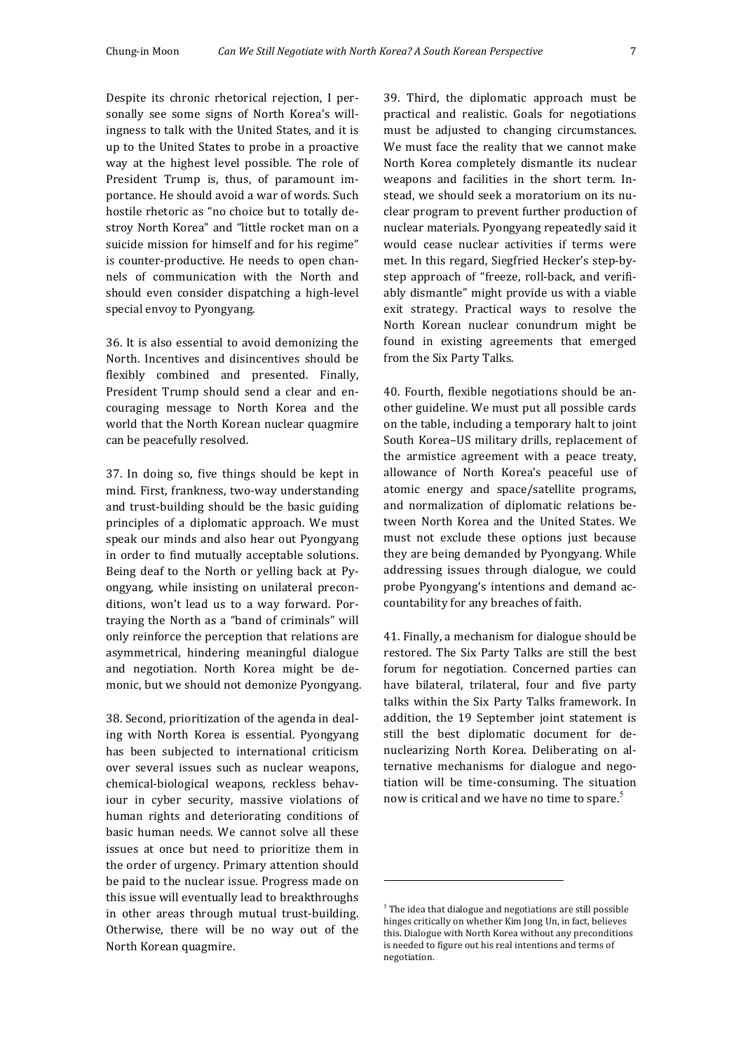Despite its chronic rhetorical rejection, I personally see some signs of North Korea's willingness to talk with the United States, and it is up to the United States to probe in a proactive way at the highest level possible. The role of President Trump is, thus, of paramount importance. He should avoid a war of words. Such hostile rhetoric as "no choice but to totally destroy North Korea" and "little rocket man on a suicide mission for himself and for his regime" is counter-productive. He needs to open channels of communication with the North and should even consider dispatching a high-level special envoy to Pyongyang.

36. It is also essential to avoid demonizing the North. Incentives and disincentives should be flexibly combined and presented. Finally, President Trump should send a clear and encouraging message to North Korea and the world that the North Korean nuclear quagmire can be peacefully resolved.

37. In doing so, five things should be kept in mind. First, frankness, two-way understanding and trust-building should be the basic guiding principles of a diplomatic approach. We must speak our minds and also hear out Pyongyang in order to find mutually acceptable solutions. Being deaf to the North or yelling back at Pyongyang, while insisting on unilateral preconditions, won't lead us to a way forward. Portraying the North as a "band of criminals" will only reinforce the perception that relations are asymmetrical, hindering meaningful dialogue and negotiation. North Korea might be demonic, but we should not demonize Pyongyang.

38. Second, prioritization of the agenda in dealing with North Korea is essential. Pyongyang has been subjected to international criticism over several issues such as nuclear weapons, chemical-biological weapons, reckless behaviour in cyber security, massive violations of human rights and deteriorating conditions of basic human needs. We cannot solve all these issues at once but need to prioritize them in the order of urgency. Primary attention should be paid to the nuclear issue. Progress made on this issue will eventually lead to breakthroughs in other areas through mutual trust-building. Otherwise, there will be no way out of the North Korean quagmire.

39. Third, the diplomatic approach must be practical and realistic. Goals for negotiations must be adjusted to changing circumstances. We must face the reality that we cannot make North Korea completely dismantle its nuclear weapons and facilities in the short term. Instead, we should seek a moratorium on its nuclear program to prevent further production of nuclear materials. Pyongyang repeatedly said it would cease nuclear activities if terms were met. In this regard, Siegfried Hecker's step-by-step approach of "freeze, roll-back, and verifiably dismantle" might provide us with a viable exit strategy. Practical ways to resolve the North Korean nuclear conundrum might be found in existing agreements that emerged from the Six Party Talks.

40. Fourth, flexible negotiations should be another guideline. We must put all possible cards on the table, including a temporary halt to joint South Korea–US military drills, replacement of the armistice agreement with a peace treaty, allowance of North Korea's peaceful use of atomic energy and space/satellite programs, and normalization of diplomatic relations between North Korea and the United States. We must not exclude these options just because they are being demanded by Pyongyang. While addressing issues through dialogue, we could probe Pyongyang's intentions and demand accountability for any breaches of faith.

41. Finally, a mechanism for dialogue should be restored. The Six Party Talks are still the best forum for negotiation. Concerned parties can have bilateral, trilateral, four and five party talks within the Six Party Talks framework. In addition, the 19 September joint statement is still the best diplomatic document for denuclearizing North Korea. Deliberating on alternative mechanisms for dialogue and negotiation will be time-consuming. The situation now is critical and we have no time to spare.[5]

---

[5] The idea that dialogue and negotiations are still possible hinges critically on whether Kim Jong Un, in fact, believes this. Dialogue with North Korea without any preconditions is needed to figure out his real intentions and terms of negotiation.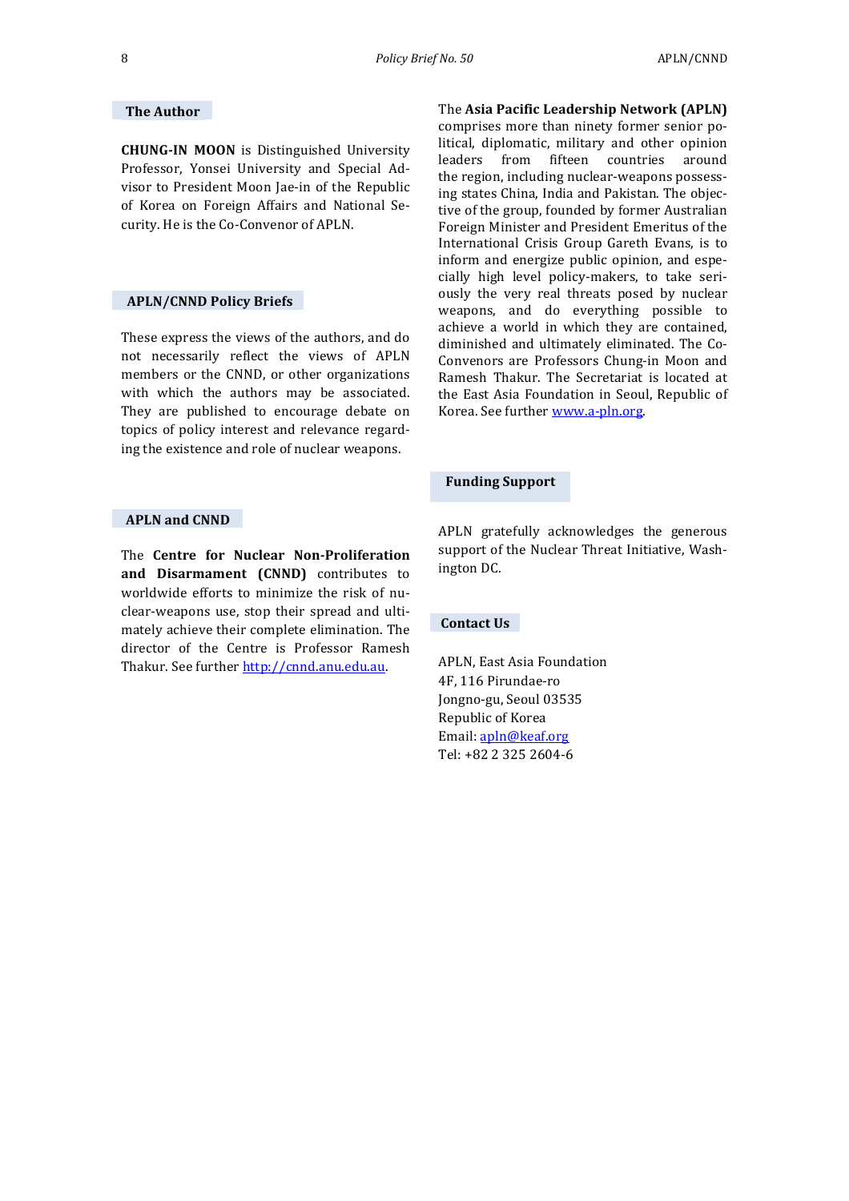## The Author

**CHUNG-IN MOON** is Distinguished University Professor, Yonsei University and Special Advisor to President Moon Jae-in of the Republic of Korea on Foreign Affairs and National Security. He is the Co-Convenor of APLN.

## APLN/CNND Policy Briefs

These express the views of the authors, and do not necessarily reflect the views of APLN members or the CNND, or other organizations with which the authors may be associated. They are published to encourage debate on topics of policy interest and relevance regarding the existence and role of nuclear weapons.

## APLN and CNND

The **Centre for Nuclear Non-Proliferation and Disarmament (CNND)** contributes to worldwide efforts to minimize the risk of nuclear-weapons use, stop their spread and ultimately achieve their complete elimination. The director of the Centre is Professor Ramesh Thakur. See further http://cnnd.anu.edu.au.

The **Asia Pacific Leadership Network (APLN)** comprises more than ninety former senior political, diplomatic, military and other opinion leaders from fifteen countries around the region, including nuclear-weapons possessing states China, India and Pakistan. The objective of the group, founded by former Australian Foreign Minister and President Emeritus of the International Crisis Group Gareth Evans, is to inform and energize public opinion, and especially high level policy-makers, to take seriously the very real threats posed by nuclear weapons, and do everything possible to achieve a world in which they are contained, diminished and ultimately eliminated. The Co-Convenors are Professors Chung-in Moon and Ramesh Thakur. The Secretariat is located at the East Asia Foundation in Seoul, Republic of Korea. See further www.a-pln.org.

## Funding Support

APLN gratefully acknowledges the generous support of the Nuclear Threat Initiative, Washington DC.

## Contact Us

APLN, East Asia Foundation
4F, 116 Pirundae-ro
Jongno-gu, Seoul 03535
Republic of Korea
Email: apln@keaf.org
Tel: +82 2 325 2604-6